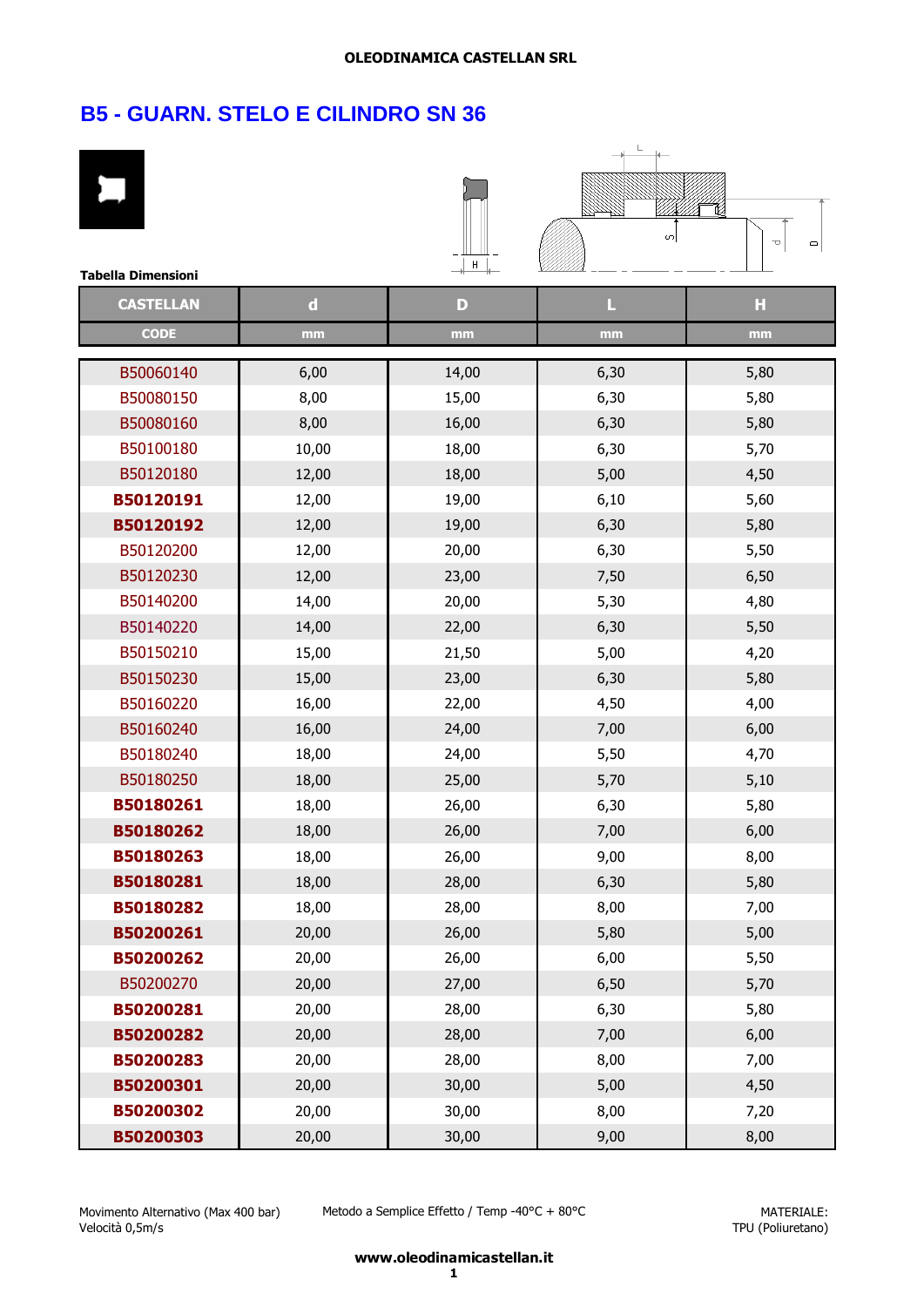OLEODINAMICA CASTELLAN SRL

# B5 - GUARN. STELO E CILINDRO SN 36

**Tabella Dimensioni**

| CASTELLAN | d | D | L | H |
|---|---|---|---|---|
| CODE | mm | mm | mm | mm |
| B50060140 | 6,00 | 14,00 | 6,30 | 5,80 |
| B50080150 | 8,00 | 15,00 | 6,30 | 5,80 |
| B50080160 | 8,00 | 16,00 | 6,30 | 5,80 |
| B50100180 | 10,00 | 18,00 | 6,30 | 5,70 |
| B50120180 | 12,00 | 18,00 | 5,00 | 4,50 |
| **B50120191** | 12,00 | 19,00 | 6,10 | 5,60 |
| **B50120192** | 12,00 | 19,00 | 6,30 | 5,80 |
| B50120200 | 12,00 | 20,00 | 6,30 | 5,50 |
| B50120230 | 12,00 | 23,00 | 7,50 | 6,50 |
| B50140200 | 14,00 | 20,00 | 5,30 | 4,80 |
| B50140220 | 14,00 | 22,00 | 6,30 | 5,50 |
| B50150210 | 15,00 | 21,50 | 5,00 | 4,20 |
| B50150230 | 15,00 | 23,00 | 6,30 | 5,80 |
| B50160220 | 16,00 | 22,00 | 4,50 | 4,00 |
| B50160240 | 16,00 | 24,00 | 7,00 | 6,00 |
| B50180240 | 18,00 | 24,00 | 5,50 | 4,70 |
| B50180250 | 18,00 | 25,00 | 5,70 | 5,10 |
| **B50180261** | 18,00 | 26,00 | 6,30 | 5,80 |
| **B50180262** | 18,00 | 26,00 | 7,00 | 6,00 |
| **B50180263** | 18,00 | 26,00 | 9,00 | 8,00 |
| **B50180281** | 18,00 | 28,00 | 6,30 | 5,80 |
| **B50180282** | 18,00 | 28,00 | 8,00 | 7,00 |
| **B50200261** | 20,00 | 26,00 | 5,80 | 5,00 |
| **B50200262** | 20,00 | 26,00 | 6,00 | 5,50 |
| B50200270 | 20,00 | 27,00 | 6,50 | 5,70 |
| **B50200281** | 20,00 | 28,00 | 6,30 | 5,80 |
| **B50200282** | 20,00 | 28,00 | 7,00 | 6,00 |
| **B50200283** | 20,00 | 28,00 | 8,00 | 7,00 |
| **B50200301** | 20,00 | 30,00 | 5,00 | 4,50 |
| **B50200302** | 20,00 | 30,00 | 8,00 | 7,20 |
| **B50200303** | 20,00 | 30,00 | 9,00 | 8,00 |

Movimento Alternativo (Max 400 bar)
Velocità 0,5m/s

Metodo a Semplice Effetto / Temp -40°C + 80°C

MATERIALE:
TPU (Poliuretano)

**www.oleodinamicastellan.it**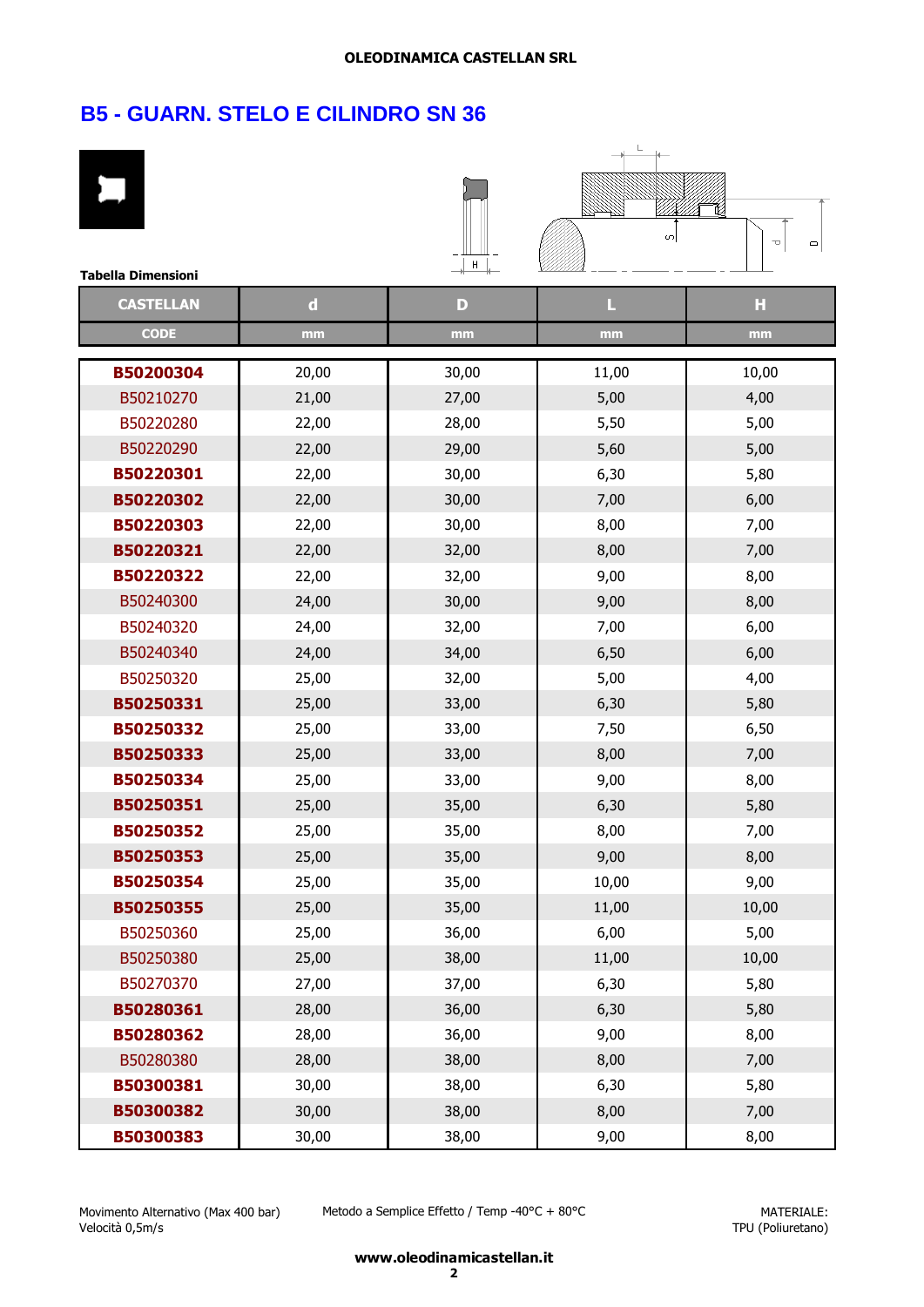# B5 - GUARN. STELO E CILINDRO SN 36

**Tabella Dimensioni**

| CASTELLAN | d | D | L | H |
|---|---|---|---|---|
| CODE | mm | mm | mm | mm |
| **B50200304** | 20,00 | 30,00 | 11,00 | 10,00 |
| B50210270 | 21,00 | 27,00 | 5,00 | 4,00 |
| B50220280 | 22,00 | 28,00 | 5,50 | 5,00 |
| B50220290 | 22,00 | 29,00 | 5,60 | 5,00 |
| **B50220301** | 22,00 | 30,00 | 6,30 | 5,80 |
| **B50220302** | 22,00 | 30,00 | 7,00 | 6,00 |
| **B50220303** | 22,00 | 30,00 | 8,00 | 7,00 |
| **B50220321** | 22,00 | 32,00 | 8,00 | 7,00 |
| **B50220322** | 22,00 | 32,00 | 9,00 | 8,00 |
| B50240300 | 24,00 | 30,00 | 9,00 | 8,00 |
| B50240320 | 24,00 | 32,00 | 7,00 | 6,00 |
| B50240340 | 24,00 | 34,00 | 6,50 | 6,00 |
| B50250320 | 25,00 | 32,00 | 5,00 | 4,00 |
| **B50250331** | 25,00 | 33,00 | 6,30 | 5,80 |
| **B50250332** | 25,00 | 33,00 | 7,50 | 6,50 |
| **B50250333** | 25,00 | 33,00 | 8,00 | 7,00 |
| **B50250334** | 25,00 | 33,00 | 9,00 | 8,00 |
| **B50250351** | 25,00 | 35,00 | 6,30 | 5,80 |
| **B50250352** | 25,00 | 35,00 | 8,00 | 7,00 |
| **B50250353** | 25,00 | 35,00 | 9,00 | 8,00 |
| **B50250354** | 25,00 | 35,00 | 10,00 | 9,00 |
| **B50250355** | 25,00 | 35,00 | 11,00 | 10,00 |
| B50250360 | 25,00 | 36,00 | 6,00 | 5,00 |
| B50250380 | 25,00 | 38,00 | 11,00 | 10,00 |
| B50270370 | 27,00 | 37,00 | 6,30 | 5,80 |
| **B50280361** | 28,00 | 36,00 | 6,30 | 5,80 |
| **B50280362** | 28,00 | 36,00 | 9,00 | 8,00 |
| B50280380 | 28,00 | 38,00 | 8,00 | 7,00 |
| **B50300381** | 30,00 | 38,00 | 6,30 | 5,80 |
| **B50300382** | 30,00 | 38,00 | 8,00 | 7,00 |
| **B50300383** | 30,00 | 38,00 | 9,00 | 8,00 |

Movimento Alternativo (Max 400 bar)
Velocità 0,5m/s

Metodo a Semplice Effetto / Temp -40°C + 80°C

MATERIALE:
TPU (Poliuretano)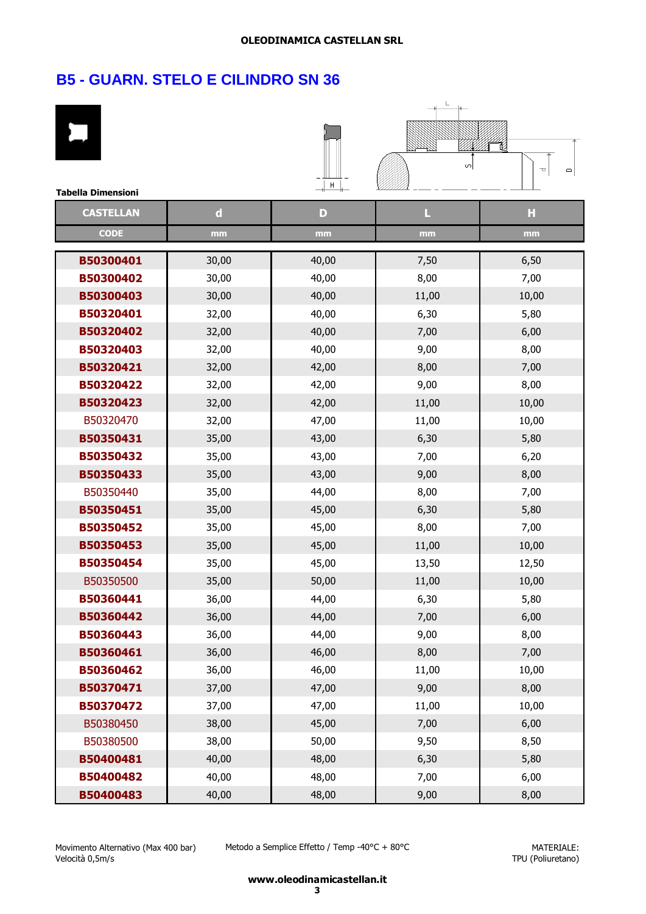## B5 - GUARN. STELO E CILINDRO SN 36

**Tabella Dimensioni**

| CASTELLAN | d | D | L | H |
|---|---|---|---|---|
| CODE | mm | mm | mm | mm |
| **B50300401** | 30,00 | 40,00 | 7,50 | 6,50 |
| **B50300402** | 30,00 | 40,00 | 8,00 | 7,00 |
| **B50300403** | 30,00 | 40,00 | 11,00 | 10,00 |
| **B50320401** | 32,00 | 40,00 | 6,30 | 5,80 |
| **B50320402** | 32,00 | 40,00 | 7,00 | 6,00 |
| **B50320403** | 32,00 | 40,00 | 9,00 | 8,00 |
| **B50320421** | 32,00 | 42,00 | 8,00 | 7,00 |
| **B50320422** | 32,00 | 42,00 | 9,00 | 8,00 |
| **B50320423** | 32,00 | 42,00 | 11,00 | 10,00 |
| B50320470 | 32,00 | 47,00 | 11,00 | 10,00 |
| **B50350431** | 35,00 | 43,00 | 6,30 | 5,80 |
| **B50350432** | 35,00 | 43,00 | 7,00 | 6,20 |
| **B50350433** | 35,00 | 43,00 | 9,00 | 8,00 |
| B50350440 | 35,00 | 44,00 | 8,00 | 7,00 |
| **B50350451** | 35,00 | 45,00 | 6,30 | 5,80 |
| **B50350452** | 35,00 | 45,00 | 8,00 | 7,00 |
| **B50350453** | 35,00 | 45,00 | 11,00 | 10,00 |
| **B50350454** | 35,00 | 45,00 | 13,50 | 12,50 |
| B50350500 | 35,00 | 50,00 | 11,00 | 10,00 |
| **B50360441** | 36,00 | 44,00 | 6,30 | 5,80 |
| **B50360442** | 36,00 | 44,00 | 7,00 | 6,00 |
| **B50360443** | 36,00 | 44,00 | 9,00 | 8,00 |
| **B50360461** | 36,00 | 46,00 | 8,00 | 7,00 |
| **B50360462** | 36,00 | 46,00 | 11,00 | 10,00 |
| **B50370471** | 37,00 | 47,00 | 9,00 | 8,00 |
| **B50370472** | 37,00 | 47,00 | 11,00 | 10,00 |
| B50380450 | 38,00 | 45,00 | 7,00 | 6,00 |
| B50380500 | 38,00 | 50,00 | 9,50 | 8,50 |
| **B50400481** | 40,00 | 48,00 | 6,30 | 5,80 |
| **B50400482** | 40,00 | 48,00 | 7,00 | 6,00 |
| **B50400483** | 40,00 | 48,00 | 9,00 | 8,00 |

Movimento Alternativo (Max 400 bar)
Velocità 0,5m/s

Metodo a Semplice Effetto / Temp -40°C + 80°C

MATERIALE:
TPU (Poliuretano)

**www.oleodinamicastellan.it**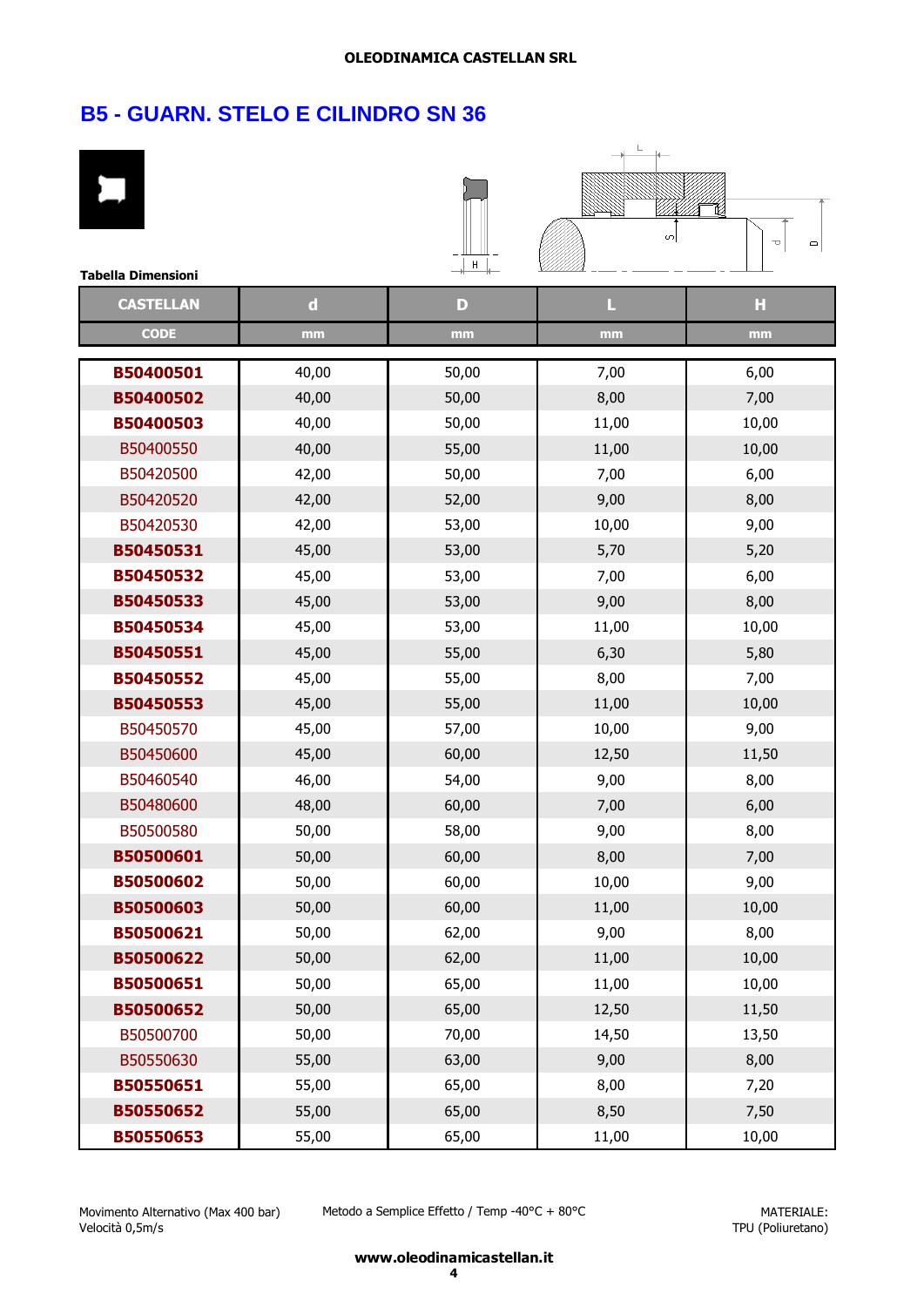## B5 - GUARN. STELO E CILINDRO SN 36

Tabella Dimensioni

| CASTELLAN | d | D | L | H |
|---|---|---|---|---|
| CODE | mm | mm | mm | mm |
| **B50400501** | 40,00 | 50,00 | 7,00 | 6,00 |
| **B50400502** | 40,00 | 50,00 | 8,00 | 7,00 |
| **B50400503** | 40,00 | 50,00 | 11,00 | 10,00 |
| B50400550 | 40,00 | 55,00 | 11,00 | 10,00 |
| B50420500 | 42,00 | 50,00 | 7,00 | 6,00 |
| B50420520 | 42,00 | 52,00 | 9,00 | 8,00 |
| B50420530 | 42,00 | 53,00 | 10,00 | 9,00 |
| **B50450531** | 45,00 | 53,00 | 5,70 | 5,20 |
| **B50450532** | 45,00 | 53,00 | 7,00 | 6,00 |
| **B50450533** | 45,00 | 53,00 | 9,00 | 8,00 |
| **B50450534** | 45,00 | 53,00 | 11,00 | 10,00 |
| **B50450551** | 45,00 | 55,00 | 6,30 | 5,80 |
| **B50450552** | 45,00 | 55,00 | 8,00 | 7,00 |
| **B50450553** | 45,00 | 55,00 | 11,00 | 10,00 |
| B50450570 | 45,00 | 57,00 | 10,00 | 9,00 |
| B50450600 | 45,00 | 60,00 | 12,50 | 11,50 |
| B50460540 | 46,00 | 54,00 | 9,00 | 8,00 |
| B50480600 | 48,00 | 60,00 | 7,00 | 6,00 |
| B50500580 | 50,00 | 58,00 | 9,00 | 8,00 |
| **B50500601** | 50,00 | 60,00 | 8,00 | 7,00 |
| **B50500602** | 50,00 | 60,00 | 10,00 | 9,00 |
| **B50500603** | 50,00 | 60,00 | 11,00 | 10,00 |
| **B50500621** | 50,00 | 62,00 | 9,00 | 8,00 |
| **B50500622** | 50,00 | 62,00 | 11,00 | 10,00 |
| **B50500651** | 50,00 | 65,00 | 11,00 | 10,00 |
| **B50500652** | 50,00 | 65,00 | 12,50 | 11,50 |
| B50500700 | 50,00 | 70,00 | 14,50 | 13,50 |
| B50550630 | 55,00 | 63,00 | 9,00 | 8,00 |
| **B50550651** | 55,00 | 65,00 | 8,00 | 7,20 |
| **B50550652** | 55,00 | 65,00 | 8,50 | 7,50 |
| **B50550653** | 55,00 | 65,00 | 11,00 | 10,00 |

Movimento Alternativo (Max 400 bar)
Velocità 0,5m/s

Metodo a Semplice Effetto / Temp -40°C + 80°C

MATERIALE:
TPU (Poliuretano)

**www.oleodinamicastellan.it**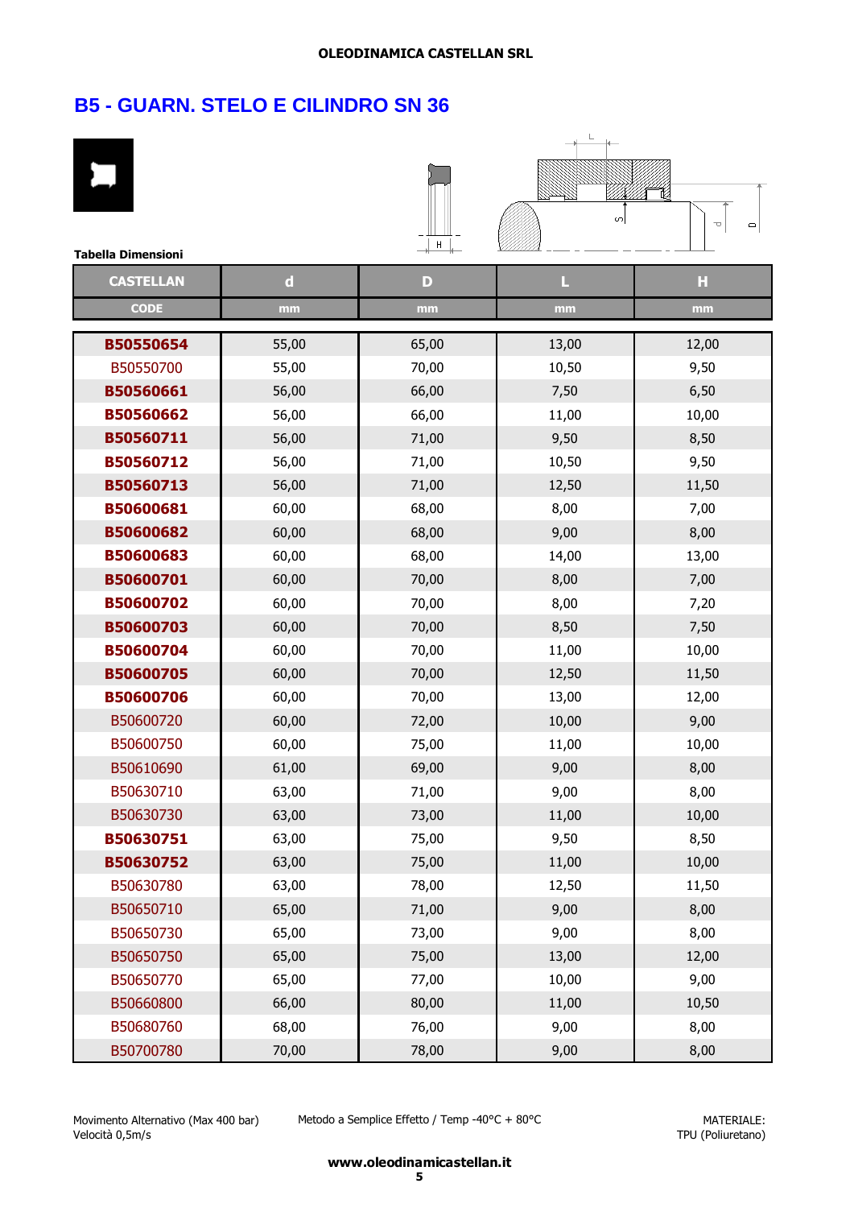OLEODINAMICA CASTELLAN SRL

## B5 - GUARN. STELO E CILINDRO SN 36

**Tabella Dimensioni**

| CASTELLAN | d | D | L | H |
|---|---|---|---|---|
| CODE | mm | mm | mm | mm |
| **B50550654** | 55,00 | 65,00 | 13,00 | 12,00 |
| B50550700 | 55,00 | 70,00 | 10,50 | 9,50 |
| **B50560661** | 56,00 | 66,00 | 7,50 | 6,50 |
| **B50560662** | 56,00 | 66,00 | 11,00 | 10,00 |
| **B50560711** | 56,00 | 71,00 | 9,50 | 8,50 |
| **B50560712** | 56,00 | 71,00 | 10,50 | 9,50 |
| **B50560713** | 56,00 | 71,00 | 12,50 | 11,50 |
| **B50600681** | 60,00 | 68,00 | 8,00 | 7,00 |
| **B50600682** | 60,00 | 68,00 | 9,00 | 8,00 |
| **B50600683** | 60,00 | 68,00 | 14,00 | 13,00 |
| **B50600701** | 60,00 | 70,00 | 8,00 | 7,00 |
| **B50600702** | 60,00 | 70,00 | 8,00 | 7,20 |
| **B50600703** | 60,00 | 70,00 | 8,50 | 7,50 |
| **B50600704** | 60,00 | 70,00 | 11,00 | 10,00 |
| **B50600705** | 60,00 | 70,00 | 12,50 | 11,50 |
| **B50600706** | 60,00 | 70,00 | 13,00 | 12,00 |
| B50600720 | 60,00 | 72,00 | 10,00 | 9,00 |
| B50600750 | 60,00 | 75,00 | 11,00 | 10,00 |
| B50610690 | 61,00 | 69,00 | 9,00 | 8,00 |
| B50630710 | 63,00 | 71,00 | 9,00 | 8,00 |
| B50630730 | 63,00 | 73,00 | 11,00 | 10,00 |
| **B50630751** | 63,00 | 75,00 | 9,50 | 8,50 |
| **B50630752** | 63,00 | 75,00 | 11,00 | 10,00 |
| B50630780 | 63,00 | 78,00 | 12,50 | 11,50 |
| B50650710 | 65,00 | 71,00 | 9,00 | 8,00 |
| B50650730 | 65,00 | 73,00 | 9,00 | 8,00 |
| B50650750 | 65,00 | 75,00 | 13,00 | 12,00 |
| B50650770 | 65,00 | 77,00 | 10,00 | 9,00 |
| B50660800 | 66,00 | 80,00 | 11,00 | 10,50 |
| B50680760 | 68,00 | 76,00 | 9,00 | 8,00 |
| B50700780 | 70,00 | 78,00 | 9,00 | 8,00 |

Movimento Alternativo (Max 400 bar)
Velocità 0,5m/s

Metodo a Semplice Effetto / Temp -40°C + 80°C

MATERIALE:
TPU (Poliuretano)

**www.oleodinamicastellan.it**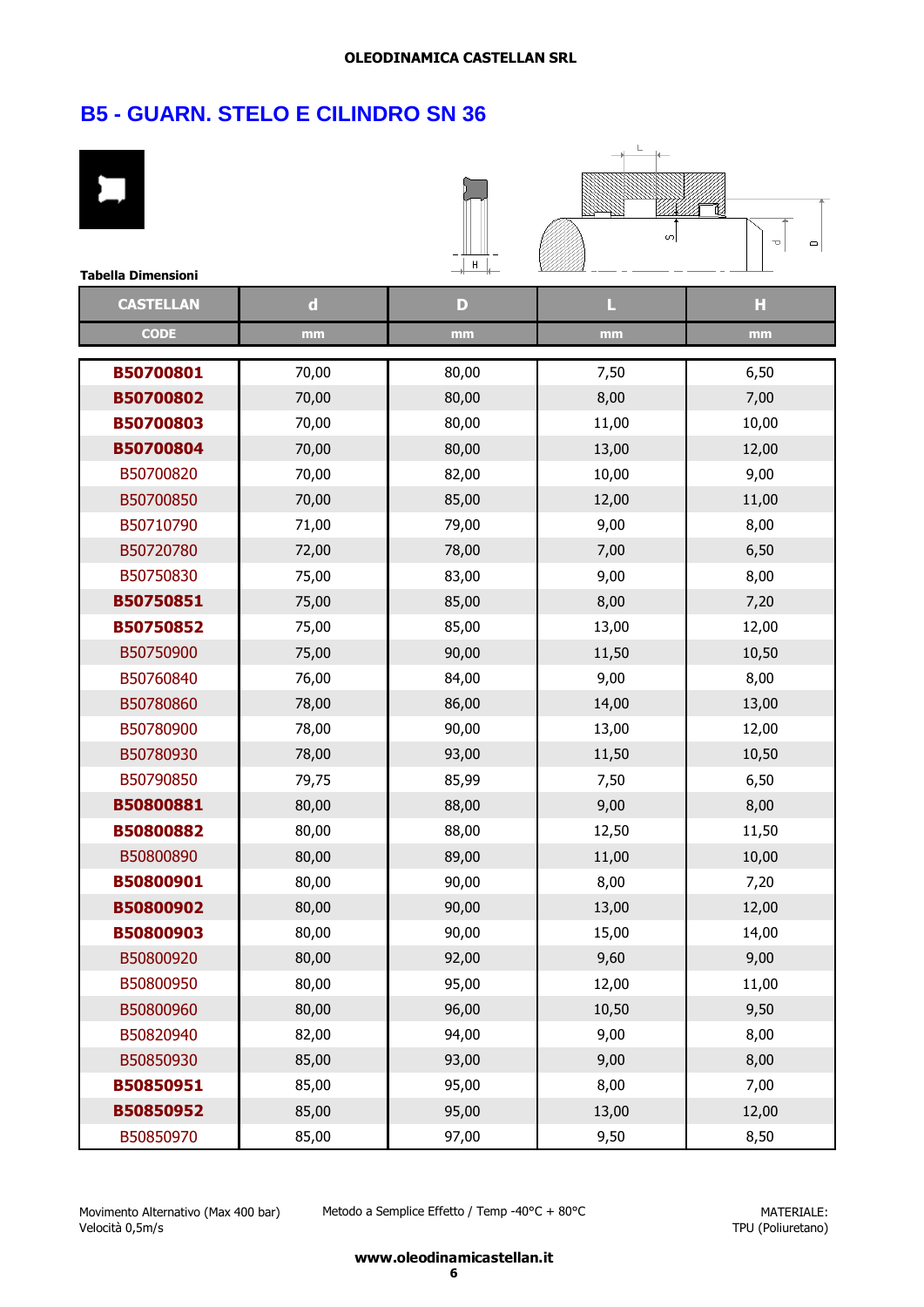## B5 - GUARN. STELO E CILINDRO SN 36

**Tabella Dimensioni**

| CASTELLAN | d | D | L | H |
|---|---|---|---|---|
| CODE | mm | mm | mm | mm |
| **B50700801** | 70,00 | 80,00 | 7,50 | 6,50 |
| **B50700802** | 70,00 | 80,00 | 8,00 | 7,00 |
| **B50700803** | 70,00 | 80,00 | 11,00 | 10,00 |
| **B50700804** | 70,00 | 80,00 | 13,00 | 12,00 |
| B50700820 | 70,00 | 82,00 | 10,00 | 9,00 |
| B50700850 | 70,00 | 85,00 | 12,00 | 11,00 |
| B50710790 | 71,00 | 79,00 | 9,00 | 8,00 |
| B50720780 | 72,00 | 78,00 | 7,00 | 6,50 |
| B50750830 | 75,00 | 83,00 | 9,00 | 8,00 |
| **B50750851** | 75,00 | 85,00 | 8,00 | 7,20 |
| **B50750852** | 75,00 | 85,00 | 13,00 | 12,00 |
| B50750900 | 75,00 | 90,00 | 11,50 | 10,50 |
| B50760840 | 76,00 | 84,00 | 9,00 | 8,00 |
| B50780860 | 78,00 | 86,00 | 14,00 | 13,00 |
| B50780900 | 78,00 | 90,00 | 13,00 | 12,00 |
| B50780930 | 78,00 | 93,00 | 11,50 | 10,50 |
| B50790850 | 79,75 | 85,99 | 7,50 | 6,50 |
| **B50800881** | 80,00 | 88,00 | 9,00 | 8,00 |
| **B50800882** | 80,00 | 88,00 | 12,50 | 11,50 |
| B50800890 | 80,00 | 89,00 | 11,00 | 10,00 |
| **B50800901** | 80,00 | 90,00 | 8,00 | 7,20 |
| **B50800902** | 80,00 | 90,00 | 13,00 | 12,00 |
| **B50800903** | 80,00 | 90,00 | 15,00 | 14,00 |
| B50800920 | 80,00 | 92,00 | 9,60 | 9,00 |
| B50800950 | 80,00 | 95,00 | 12,00 | 11,00 |
| B50800960 | 80,00 | 96,00 | 10,50 | 9,50 |
| B50820940 | 82,00 | 94,00 | 9,00 | 8,00 |
| B50850930 | 85,00 | 93,00 | 9,00 | 8,00 |
| **B50850951** | 85,00 | 95,00 | 8,00 | 7,00 |
| **B50850952** | 85,00 | 95,00 | 13,00 | 12,00 |
| B50850970 | 85,00 | 97,00 | 9,50 | 8,50 |

Movimento Alternativo (Max 400 bar)
Velocità 0,5m/s

Metodo a Semplice Effetto / Temp -40°C + 80°C

MATERIALE:
TPU (Poliuretano)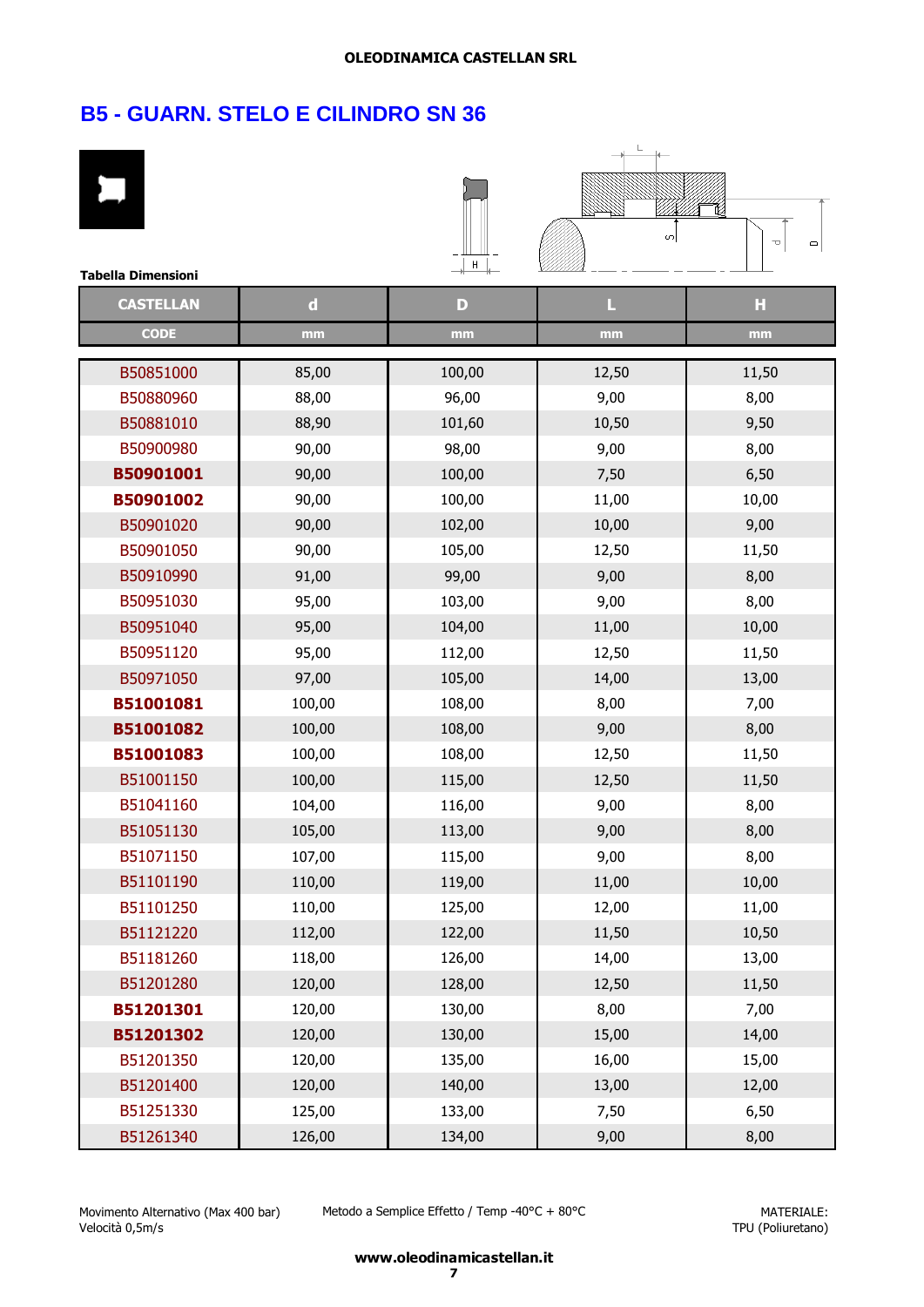## B5 - GUARN. STELO E CILINDRO SN 36

**Tabella Dimensioni**

| CASTELLAN | d | D | L | H |
|---|---|---|---|---|
| CODE | mm | mm | mm | mm |
| B50851000 | 85,00 | 100,00 | 12,50 | 11,50 |
| B50880960 | 88,00 | 96,00 | 9,00 | 8,00 |
| B50881010 | 88,90 | 101,60 | 10,50 | 9,50 |
| B50900980 | 90,00 | 98,00 | 9,00 | 8,00 |
| **B50901001** | 90,00 | 100,00 | 7,50 | 6,50 |
| **B50901002** | 90,00 | 100,00 | 11,00 | 10,00 |
| B50901020 | 90,00 | 102,00 | 10,00 | 9,00 |
| B50901050 | 90,00 | 105,00 | 12,50 | 11,50 |
| B50910990 | 91,00 | 99,00 | 9,00 | 8,00 |
| B50951030 | 95,00 | 103,00 | 9,00 | 8,00 |
| B50951040 | 95,00 | 104,00 | 11,00 | 10,00 |
| B50951120 | 95,00 | 112,00 | 12,50 | 11,50 |
| B50971050 | 97,00 | 105,00 | 14,00 | 13,00 |
| **B51001081** | 100,00 | 108,00 | 8,00 | 7,00 |
| **B51001082** | 100,00 | 108,00 | 9,00 | 8,00 |
| **B51001083** | 100,00 | 108,00 | 12,50 | 11,50 |
| B51001150 | 100,00 | 115,00 | 12,50 | 11,50 |
| B51041160 | 104,00 | 116,00 | 9,00 | 8,00 |
| B51051130 | 105,00 | 113,00 | 9,00 | 8,00 |
| B51071150 | 107,00 | 115,00 | 9,00 | 8,00 |
| B51101190 | 110,00 | 119,00 | 11,00 | 10,00 |
| B51101250 | 110,00 | 125,00 | 12,00 | 11,00 |
| B51121220 | 112,00 | 122,00 | 11,50 | 10,50 |
| B51181260 | 118,00 | 126,00 | 14,00 | 13,00 |
| B51201280 | 120,00 | 128,00 | 12,50 | 11,50 |
| **B51201301** | 120,00 | 130,00 | 8,00 | 7,00 |
| **B51201302** | 120,00 | 130,00 | 15,00 | 14,00 |
| B51201350 | 120,00 | 135,00 | 16,00 | 15,00 |
| B51201400 | 120,00 | 140,00 | 13,00 | 12,00 |
| B51251330 | 125,00 | 133,00 | 7,50 | 6,50 |
| B51261340 | 126,00 | 134,00 | 9,00 | 8,00 |

Movimento Alternativo (Max 400 bar)
Velocità 0,5m/s

Metodo a Semplice Effetto / Temp -40°C + 80°C

MATERIALE:
TPU (Poliuretano)

**www.oleodinamicastellan.it**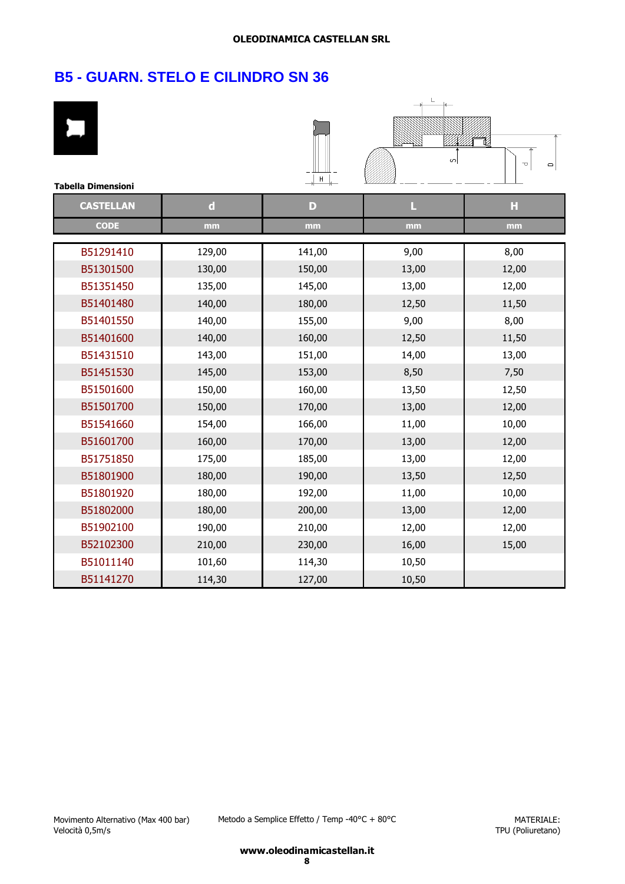## B5 - GUARN. STELO E CILINDRO SN 36

**Tabella Dimensioni**

| CASTELLAN | d | D | L | H |
|---|---|---|---|---|
| CODE | mm | mm | mm | mm |
| B51291410 | 129,00 | 141,00 | 9,00 | 8,00 |
| B51301500 | 130,00 | 150,00 | 13,00 | 12,00 |
| B51351450 | 135,00 | 145,00 | 13,00 | 12,00 |
| B51401480 | 140,00 | 180,00 | 12,50 | 11,50 |
| B51401550 | 140,00 | 155,00 | 9,00 | 8,00 |
| B51401600 | 140,00 | 160,00 | 12,50 | 11,50 |
| B51431510 | 143,00 | 151,00 | 14,00 | 13,00 |
| B51451530 | 145,00 | 153,00 | 8,50 | 7,50 |
| B51501600 | 150,00 | 160,00 | 13,50 | 12,50 |
| B51501700 | 150,00 | 170,00 | 13,00 | 12,00 |
| B51541660 | 154,00 | 166,00 | 11,00 | 10,00 |
| B51601700 | 160,00 | 170,00 | 13,00 | 12,00 |
| B51751850 | 175,00 | 185,00 | 13,00 | 12,00 |
| B51801900 | 180,00 | 190,00 | 13,50 | 12,50 |
| B51801920 | 180,00 | 192,00 | 11,00 | 10,00 |
| B51802000 | 180,00 | 200,00 | 13,00 | 12,00 |
| B51902100 | 190,00 | 210,00 | 12,00 | 12,00 |
| B52102300 | 210,00 | 230,00 | 16,00 | 15,00 |
| B51011140 | 101,60 | 114,30 | 10,50 | |
| B51141270 | 114,30 | 127,00 | 10,50 | |

Movimento Alternativo (Max 400 bar)
Velocità 0,5m/s

Metodo a Semplice Effetto / Temp -40°C + 80°C

MATERIALE:
TPU (Poliuretano)

**www.oleodinamicastellan.it**